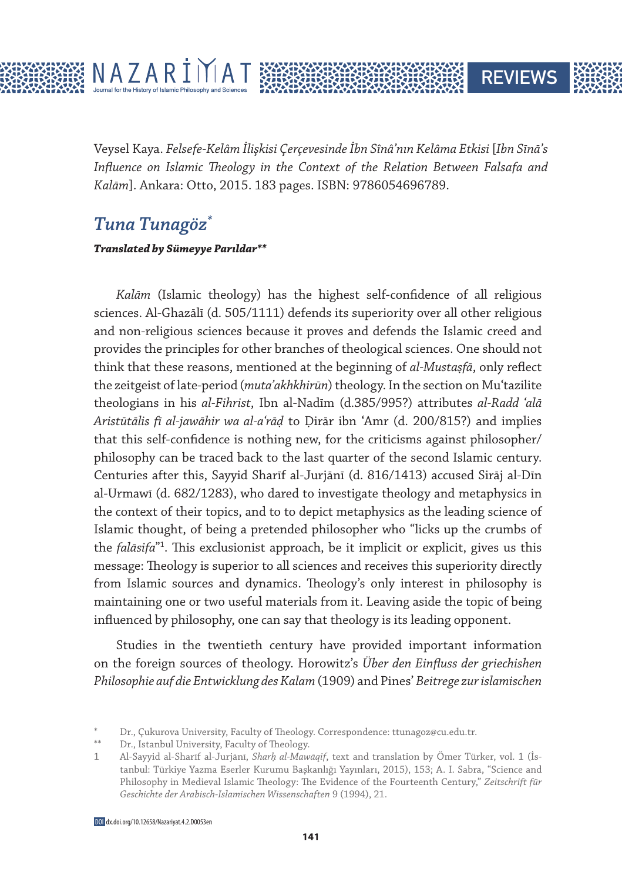Veysel Kaya. *Felsefe-Kelâm İlişkisi Çerçevesinde İbn Sînâ'nın Kelâma Etkisi* [*Ibn Sīnā's Influence on Islamic Theology in the Context of the Relation Between Falsafa and Kalām*]. Ankara: Otto, 2015. 183 pages. ISBN: 9786054696789.

## *Tuna Tunagöz*[*]

***Translated by Sümeyye Parıldar***[**]

*Kalām* (Islamic theology) has the highest self-confidence of all religious sciences. Al-Ghazālī (d. 505/1111) defends its superiority over all other religious and non-religious sciences because it proves and defends the Islamic creed and provides the principles for other branches of theological sciences. One should not think that these reasons, mentioned at the beginning of *al-Mustaṣfā*, only reflect the zeitgeist of late-period (*muta'akhkhirūn*) theology. In the section on Mu'tazilite theologians in his *al-Fihrist*, Ibn al-Nadīm (d.385/995?) attributes *al-Radd 'alā Aristūtālis fī al-jawāhir wa al-a'rāḍ* to Ḍirār ibn 'Amr (d. 200/815?) and implies that this self-confidence is nothing new, for the criticisms against philosopher/philosophy can be traced back to the last quarter of the second Islamic century. Centuries after this, Sayyid Sharīf al-Jurjānī (d. 816/1413) accused Sirāj al-Dīn al-Urmawī (d. 682/1283), who dared to investigate theology and metaphysics in the context of their topics, and to to depict metaphysics as the leading science of Islamic thought, of being a pretended philosopher who "licks up the crumbs of the *falāsifa*"[1]. This exclusionist approach, be it implicit or explicit, gives us this message: Theology is superior to all sciences and receives this superiority directly from Islamic sources and dynamics. Theology's only interest in philosophy is maintaining one or two useful materials from it. Leaving aside the topic of being influenced by philosophy, one can say that theology is its leading opponent.

Studies in the twentieth century have provided important information on the foreign sources of theology. Horowitz's *Über den Einfluss der griechishen Philosophie auf die Entwicklung des Kalam* (1909) and Pines' *Beitrege zur islamischen*

---

[*] Dr., Çukurova University, Faculty of Theology. Correspondence: ttunagoz@cu.edu.tr.

[**] Dr., Istanbul University, Faculty of Theology.

[1] Al-Sayyid al-Sharīf al-Jurjānī, *Sharḥ al-Mawāqif*, text and translation by Ömer Türker, vol. 1 (İstanbul: Türkiye Yazma Eserler Kurumu Başkanlığı Yayınları, 2015), 153; A. I. Sabra, "Science and Philosophy in Medieval Islamic Theology: The Evidence of the Fourteenth Century," *Zeitschrift für Geschichte der Arabisch-Islamischen Wissenschaften* 9 (1994), 21.

DOI dx.doi.org/10.12658/Nazariyat.4.2.D0053en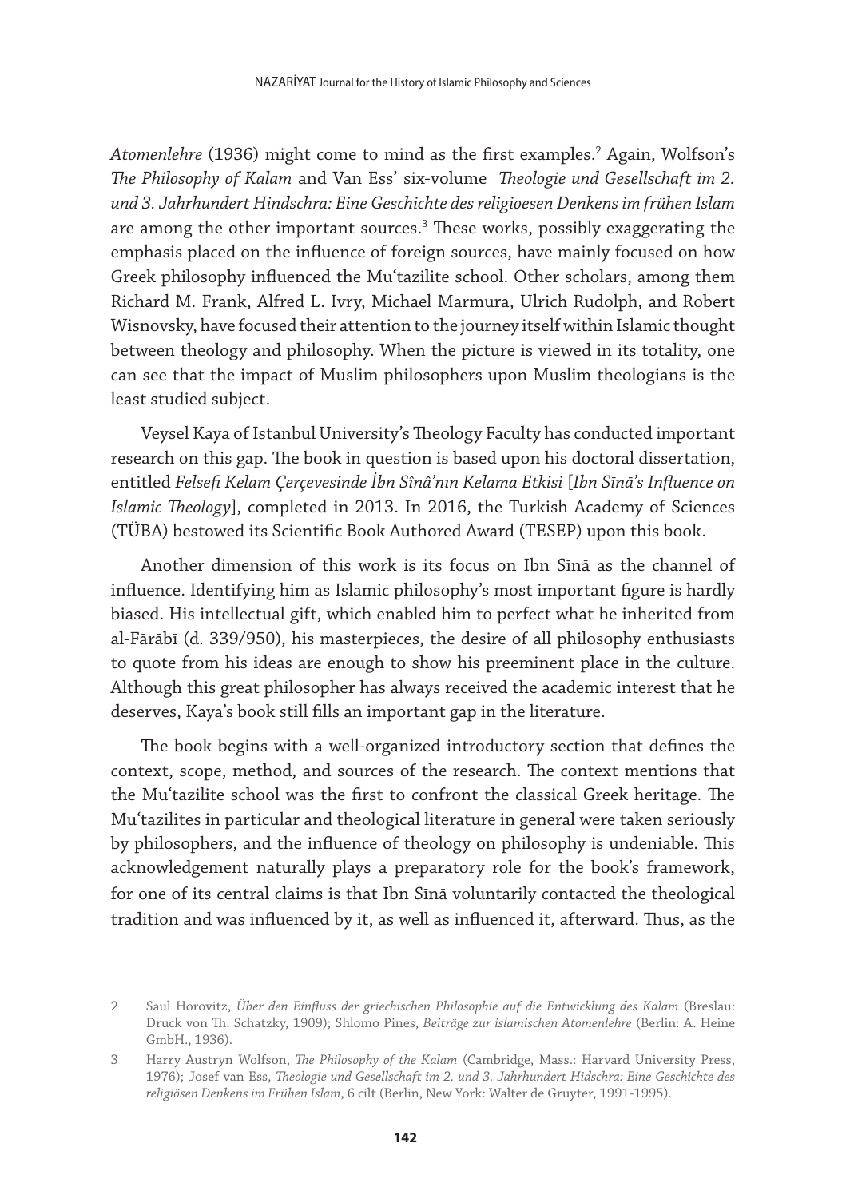*Atomenlehre* (1936) might come to mind as the first examples.[2] Again, Wolfson's *The Philosophy of Kalam* and Van Ess' six-volume *Theologie und Gesellschaft im 2. und 3. Jahrhundert Hindschra: Eine Geschichte des religioesen Denkens im frühen Islam* are among the other important sources.[3] These works, possibly exaggerating the emphasis placed on the influence of foreign sources, have mainly focused on how Greek philosophy influenced the Muʿtazilite school. Other scholars, among them Richard M. Frank, Alfred L. Ivry, Michael Marmura, Ulrich Rudolph, and Robert Wisnovsky, have focused their attention to the journey itself within Islamic thought between theology and philosophy. When the picture is viewed in its totality, one can see that the impact of Muslim philosophers upon Muslim theologians is the least studied subject.

Veysel Kaya of Istanbul University's Theology Faculty has conducted important research on this gap. The book in question is based upon his doctoral dissertation, entitled *Felsefi Kelam Çerçevesinde İbn Sînâ'nın Kelama Etkisi* [*Ibn Sīnā's Influence on Islamic Theology*], completed in 2013. In 2016, the Turkish Academy of Sciences (TÜBA) bestowed its Scientific Book Authored Award (TESEP) upon this book.

Another dimension of this work is its focus on Ibn Sīnā as the channel of influence. Identifying him as Islamic philosophy's most important figure is hardly biased. His intellectual gift, which enabled him to perfect what he inherited from al-Fārābī (d. 339/950), his masterpieces, the desire of all philosophy enthusiasts to quote from his ideas are enough to show his preeminent place in the culture. Although this great philosopher has always received the academic interest that he deserves, Kaya's book still fills an important gap in the literature.

The book begins with a well-organized introductory section that defines the context, scope, method, and sources of the research. The context mentions that the Muʿtazilite school was the first to confront the classical Greek heritage. The Muʿtazilites in particular and theological literature in general were taken seriously by philosophers, and the influence of theology on philosophy is undeniable. This acknowledgement naturally plays a preparatory role for the book's framework, for one of its central claims is that Ibn Sīnā voluntarily contacted the theological tradition and was influenced by it, as well as influenced it, afterward. Thus, as the

2 Saul Horovitz, *Über den Einfluss der griechischen Philosophie auf die Entwicklung des Kalam* (Breslau: Druck von Th. Schatzky, 1909); Shlomo Pines, *Beiträge zur islamischen Atomenlehre* (Berlin: A. Heine GmbH., 1936).

3 Harry Austryn Wolfson, *The Philosophy of the Kalam* (Cambridge, Mass.: Harvard University Press, 1976); Josef van Ess, *Theologie und Gesellschaft im 2. und 3. Jahrhundert Hidschra: Eine Geschichte des religiösen Denkens im Frühen Islam*, 6 cilt (Berlin, New York: Walter de Gruyter, 1991-1995).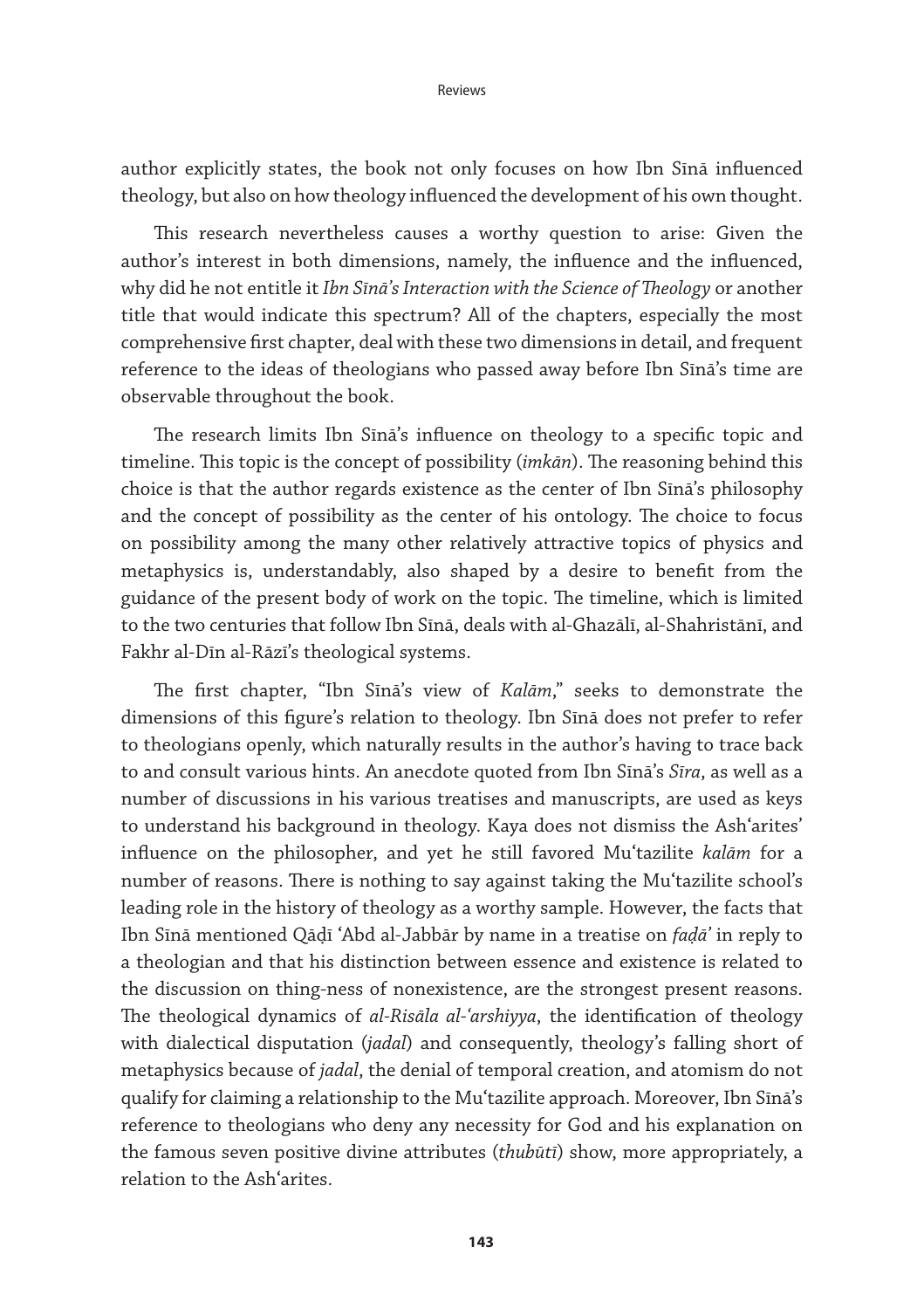author explicitly states, the book not only focuses on how Ibn Sīnā influenced theology, but also on how theology influenced the development of his own thought.

This research nevertheless causes a worthy question to arise: Given the author's interest in both dimensions, namely, the influence and the influenced, why did he not entitle it *Ibn Sīnā's Interaction with the Science of Theology* or another title that would indicate this spectrum? All of the chapters, especially the most comprehensive first chapter, deal with these two dimensions in detail, and frequent reference to the ideas of theologians who passed away before Ibn Sīnā's time are observable throughout the book.

The research limits Ibn Sīnā's influence on theology to a specific topic and timeline. This topic is the concept of possibility (*imkān*). The reasoning behind this choice is that the author regards existence as the center of Ibn Sīnā's philosophy and the concept of possibility as the center of his ontology. The choice to focus on possibility among the many other relatively attractive topics of physics and metaphysics is, understandably, also shaped by a desire to benefit from the guidance of the present body of work on the topic. The timeline, which is limited to the two centuries that follow Ibn Sīnā, deals with al-Ghazālī, al-Shahristānī, and Fakhr al-Dīn al-Rāzī's theological systems.

The first chapter, "Ibn Sīnā's view of *Kalām*," seeks to demonstrate the dimensions of this figure's relation to theology. Ibn Sīnā does not prefer to refer to theologians openly, which naturally results in the author's having to trace back to and consult various hints. An anecdote quoted from Ibn Sīnā's *Sīra*, as well as a number of discussions in his various treatises and manuscripts, are used as keys to understand his background in theology. Kaya does not dismiss the Ash'arites' influence on the philosopher, and yet he still favored Mu'tazilite *kalām* for a number of reasons. There is nothing to say against taking the Mu'tazilite school's leading role in the history of theology as a worthy sample. However, the facts that Ibn Sīnā mentioned Qāḍī 'Abd al-Jabbār by name in a treatise on *faḍā'* in reply to a theologian and that his distinction between essence and existence is related to the discussion on thing-ness of nonexistence, are the strongest present reasons. The theological dynamics of *al-Risāla al-'arshiyya*, the identification of theology with dialectical disputation (*jadal*) and consequently, theology's falling short of metaphysics because of *jadal*, the denial of temporal creation, and atomism do not qualify for claiming a relationship to the Mu'tazilite approach. Moreover, Ibn Sīnā's reference to theologians who deny any necessity for God and his explanation on the famous seven positive divine attributes (*thubūtī*) show, more appropriately, a relation to the Ash'arites.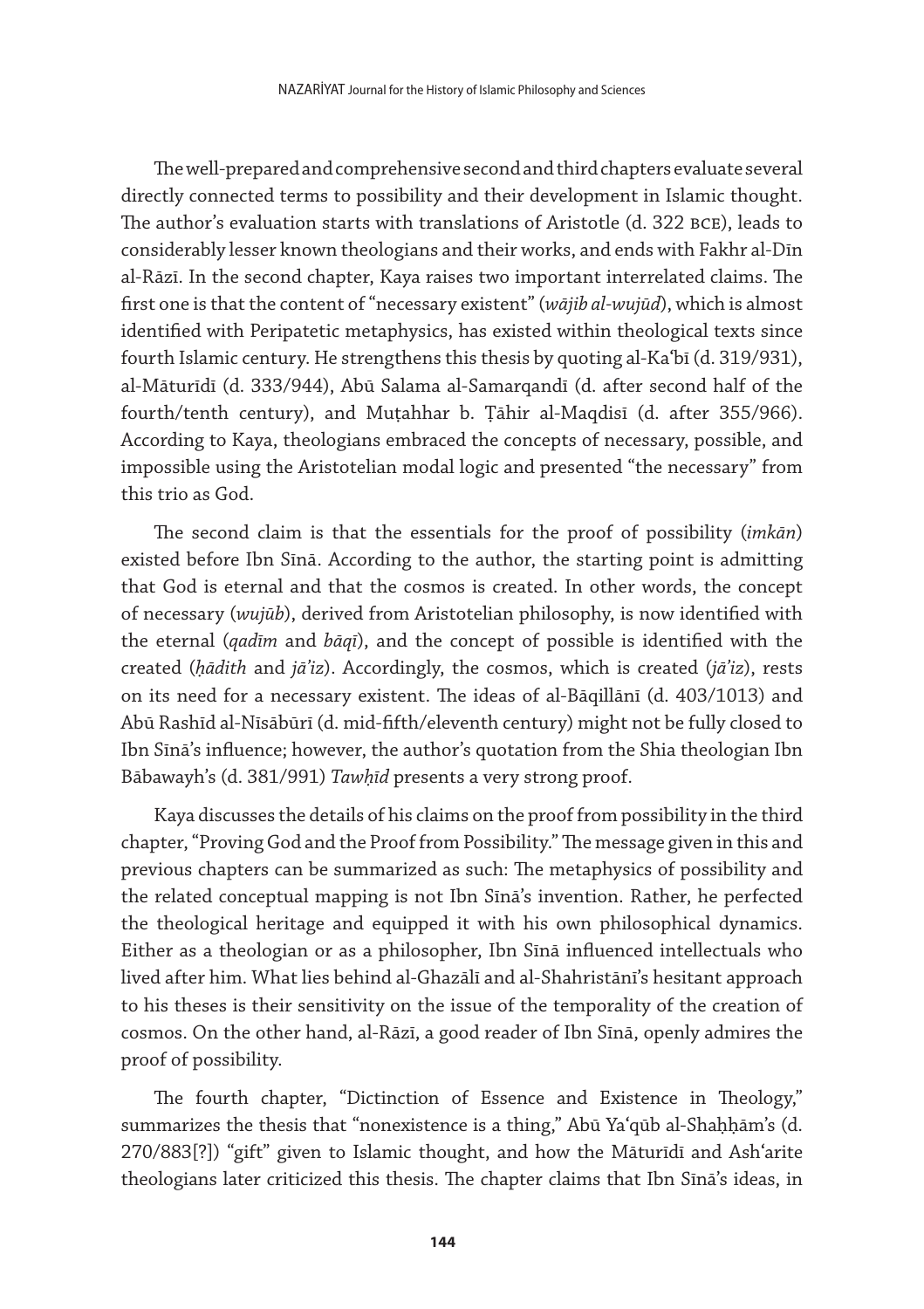The well-prepared and comprehensive second and third chapters evaluate several directly connected terms to possibility and their development in Islamic thought. The author's evaluation starts with translations of Aristotle (d. 322 BCE), leads to considerably lesser known theologians and their works, and ends with Fakhr al-Dīn al-Rāzī. In the second chapter, Kaya raises two important interrelated claims. The first one is that the content of "necessary existent" (*wājib al-wujūd*), which is almost identified with Peripatetic metaphysics, has existed within theological texts since fourth Islamic century. He strengthens this thesis by quoting al-Ka'bī (d. 319/931), al-Māturīdī (d. 333/944), Abū Salama al-Samarqandī (d. after second half of the fourth/tenth century), and Muṭahhar b. Ṭāhir al-Maqdisī (d. after 355/966). According to Kaya, theologians embraced the concepts of necessary, possible, and impossible using the Aristotelian modal logic and presented "the necessary" from this trio as God.

The second claim is that the essentials for the proof of possibility (*imkān*) existed before Ibn Sīnā. According to the author, the starting point is admitting that God is eternal and that the cosmos is created. In other words, the concept of necessary (*wujūb*), derived from Aristotelian philosophy, is now identified with the eternal (*qadīm* and *bāqī*), and the concept of possible is identified with the created (*ḥādith* and *jā'iz*). Accordingly, the cosmos, which is created (*jā'iz*), rests on its need for a necessary existent. The ideas of al-Bāqillānī (d. 403/1013) and Abū Rashīd al-Nīsābūrī (d. mid-fifth/eleventh century) might not be fully closed to Ibn Sīnā's influence; however, the author's quotation from the Shia theologian Ibn Bābawayh's (d. 381/991) *Tawḥīd* presents a very strong proof.

Kaya discusses the details of his claims on the proof from possibility in the third chapter, "Proving God and the Proof from Possibility." The message given in this and previous chapters can be summarized as such: The metaphysics of possibility and the related conceptual mapping is not Ibn Sīnā's invention. Rather, he perfected the theological heritage and equipped it with his own philosophical dynamics. Either as a theologian or as a philosopher, Ibn Sīnā influenced intellectuals who lived after him. What lies behind al-Ghazālī and al-Shahristānī's hesitant approach to his theses is their sensitivity on the issue of the temporality of the creation of cosmos. On the other hand, al-Rāzī, a good reader of Ibn Sīnā, openly admires the proof of possibility.

The fourth chapter, "Dictinction of Essence and Existence in Theology," summarizes the thesis that "nonexistence is a thing," Abū Ya'qūb al-Shaḥḥām's (d. 270/883[?]) "gift" given to Islamic thought, and how the Māturīdī and Ash'arite theologians later criticized this thesis. The chapter claims that Ibn Sīnā's ideas, in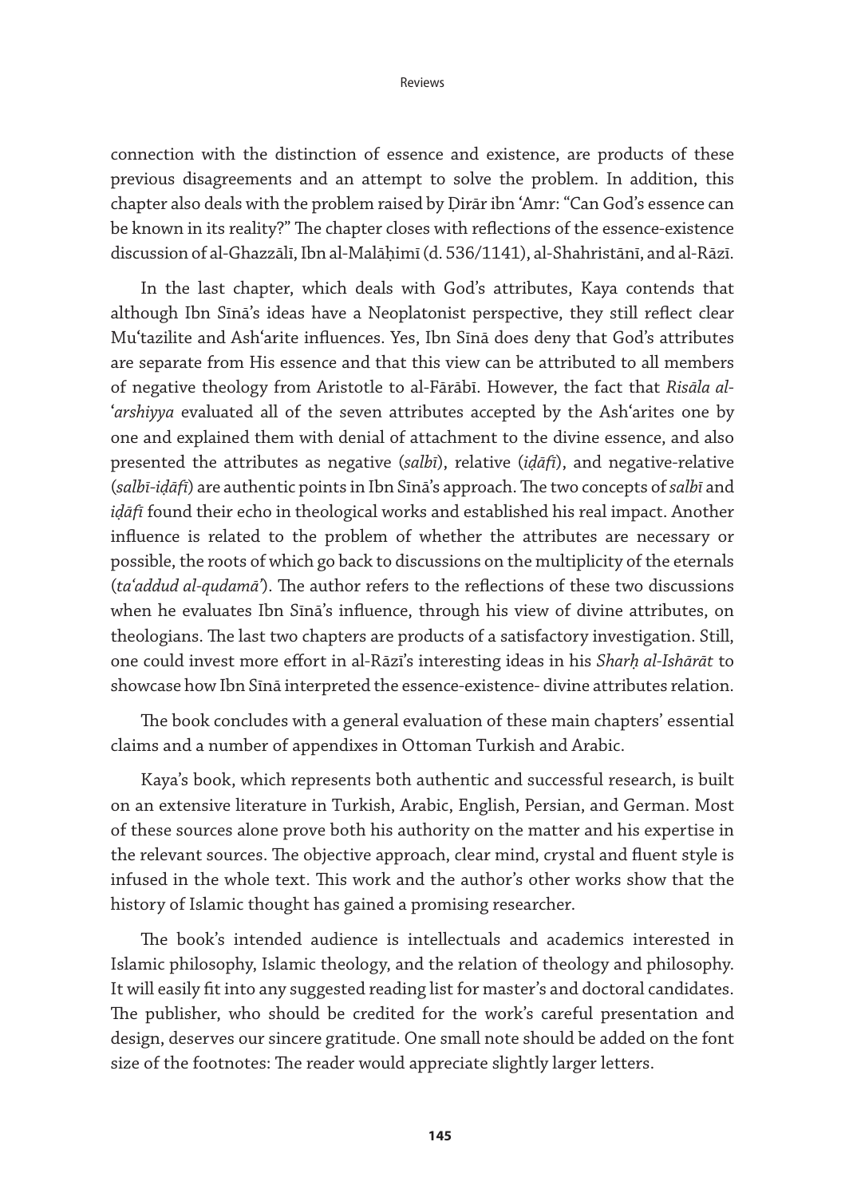connection with the distinction of essence and existence, are products of these previous disagreements and an attempt to solve the problem. In addition, this chapter also deals with the problem raised by Ḍirār ibn ʿAmr: "Can God's essence can be known in its reality?" The chapter closes with reflections of the essence-existence discussion of al-Ghazzālī, Ibn al-Malāḥimī (d. 536/1141), al-Shahristānī, and al-Rāzī.

In the last chapter, which deals with God's attributes, Kaya contends that although Ibn Sīnā's ideas have a Neoplatonist perspective, they still reflect clear Muʿtazilite and Ashʿarite influences. Yes, Ibn Sīnā does deny that God's attributes are separate from His essence and that this view can be attributed to all members of negative theology from Aristotle to al-Fārābī. However, the fact that *Risāla al-ʿarshiyya* evaluated all of the seven attributes accepted by the Ashʿarites one by one and explained them with denial of attachment to the divine essence, and also presented the attributes as negative (*salbī*), relative (*iḍāfī*), and negative-relative (*salbī-iḍāfī*) are authentic points in Ibn Sīnā's approach. The two concepts of *salbī* and *iḍāfī* found their echo in theological works and established his real impact. Another influence is related to the problem of whether the attributes are necessary or possible, the roots of which go back to discussions on the multiplicity of the eternals (*taʿaddud al-qudamāʾ*). The author refers to the reflections of these two discussions when he evaluates Ibn Sīnā's influence, through his view of divine attributes, on theologians. The last two chapters are products of a satisfactory investigation. Still, one could invest more effort in al-Rāzī's interesting ideas in his *Sharḥ al-Ishārāt* to showcase how Ibn Sīnā interpreted the essence-existence- divine attributes relation.

The book concludes with a general evaluation of these main chapters' essential claims and a number of appendixes in Ottoman Turkish and Arabic.

Kaya's book, which represents both authentic and successful research, is built on an extensive literature in Turkish, Arabic, English, Persian, and German. Most of these sources alone prove both his authority on the matter and his expertise in the relevant sources. The objective approach, clear mind, crystal and fluent style is infused in the whole text. This work and the author's other works show that the history of Islamic thought has gained a promising researcher.

The book's intended audience is intellectuals and academics interested in Islamic philosophy, Islamic theology, and the relation of theology and philosophy. It will easily fit into any suggested reading list for master's and doctoral candidates. The publisher, who should be credited for the work's careful presentation and design, deserves our sincere gratitude. One small note should be added on the font size of the footnotes: The reader would appreciate slightly larger letters.